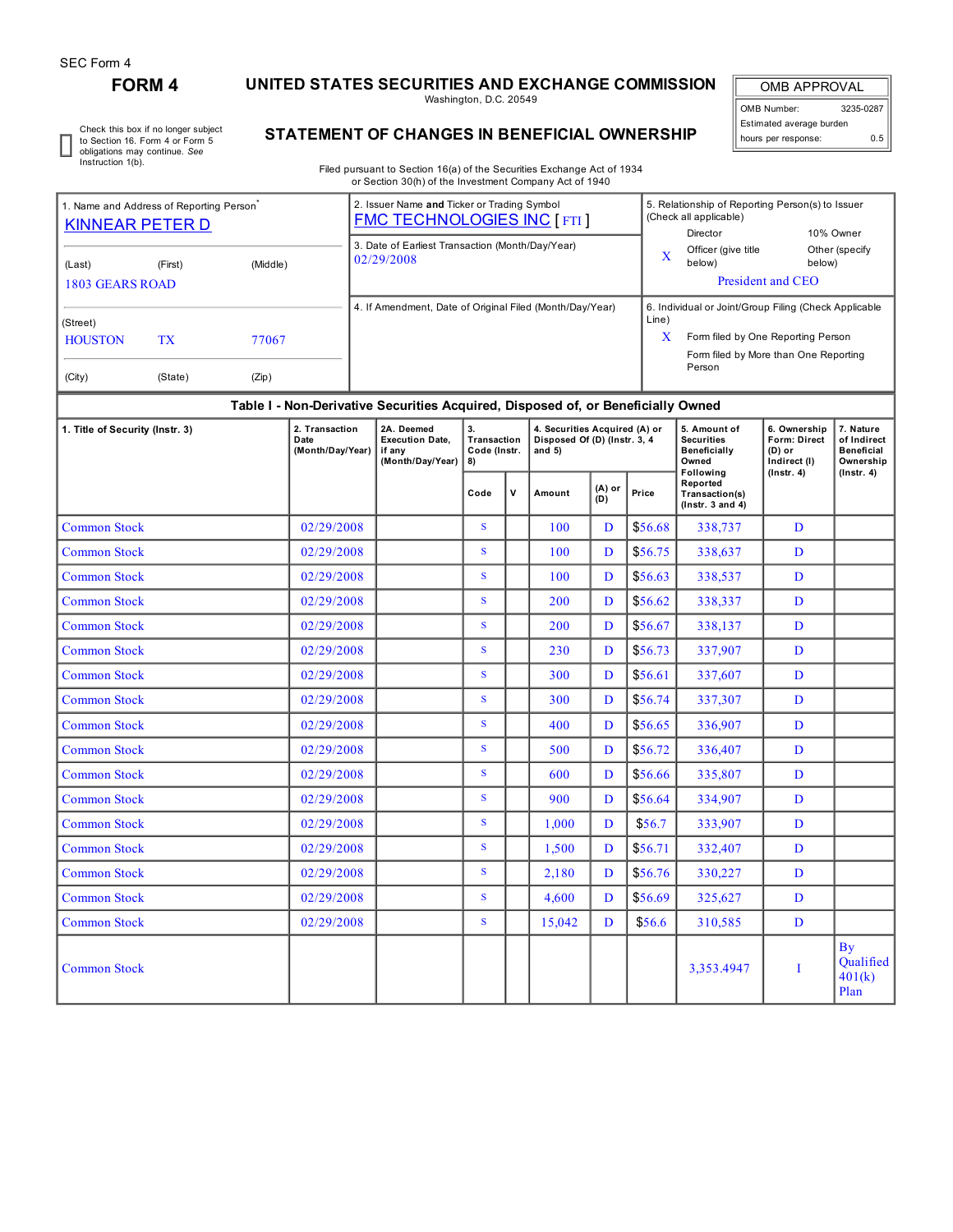SEC Form 4

# FORM 4

## UNITED STATES SECURITIES AND EXCHANGE COMMISSION

Washington, D.C. 20549

## STATEMENT OF CHANGES IN BENEFICIAL OWNERSHIP

Filed pursuant to Section 16(a) of the Securities Exchange Act of 1934 or Section 30(h) of the Investment Company Act of 1940

| OMB APPROVAL | |
|---|---|
| OMB Number: | 3235-0287 |
| Estimated average burden | |
| hours per response: | 0.5 |

☐ Check this box if no longer subject to Section 16. Form 4 or Form 5 obligations may continue. *See* Instruction 1(b).

**1. Name and Address of Reporting Person***

KINNEAR PETER D

(Last) (First) (Middle)

1803 GEARS ROAD

(Street)

HOUSTON TX 77067

(City) (State) (Zip)

**2. Issuer Name and Ticker or Trading Symbol**

FMC TECHNOLOGIES INC [ FTI ]

**3. Date of Earliest Transaction (Month/Day/Year)**

02/29/2008

**4. If Amendment, Date of Original Filed (Month/Day/Year)**

**5. Relationship of Reporting Person(s) to Issuer (Check all applicable)**

Director | 10% Owner

X Officer (give title below) | Other (specify below)

President and CEO

**6. Individual or Joint/Group Filing (Check Applicable Line)**

X Form filed by One Reporting Person

Form filed by More than One Reporting Person

### Table I - Non-Derivative Securities Acquired, Disposed of, or Beneficially Owned

| 1. Title of Security (Instr. 3) | 2. Transaction Date (Month/Day/Year) | 2A. Deemed Execution Date, if any (Month/Day/Year) | 3. Transaction Code (Instr. 8) | | 4. Securities Acquired (A) or Disposed Of (D) (Instr. 3, 4 and 5) | | | 5. Amount of Securities Beneficially Owned Following Reported Transaction(s) (Instr. 3 and 4) | 6. Ownership Form: Direct (D) or Indirect (I) (Instr. 4) | 7. Nature of Indirect Beneficial Ownership (Instr. 4) |
|---|---|---|---|---|---|---|---|---|---|---|
| | | | Code | V | Amount | (A) or (D) | Price | | | |
| Common Stock | 02/29/2008 | | S | | 100 | D | $56.68 | 338,737 | D | |
| Common Stock | 02/29/2008 | | S | | 100 | D | $56.75 | 338,637 | D | |
| Common Stock | 02/29/2008 | | S | | 100 | D | $56.63 | 338,537 | D | |
| Common Stock | 02/29/2008 | | S | | 200 | D | $56.62 | 338,337 | D | |
| Common Stock | 02/29/2008 | | S | | 200 | D | $56.67 | 338,137 | D | |
| Common Stock | 02/29/2008 | | S | | 230 | D | $56.73 | 337,907 | D | |
| Common Stock | 02/29/2008 | | S | | 300 | D | $56.61 | 337,607 | D | |
| Common Stock | 02/29/2008 | | S | | 300 | D | $56.74 | 337,307 | D | |
| Common Stock | 02/29/2008 | | S | | 400 | D | $56.65 | 336,907 | D | |
| Common Stock | 02/29/2008 | | S | | 500 | D | $56.72 | 336,407 | D | |
| Common Stock | 02/29/2008 | | S | | 600 | D | $56.66 | 335,807 | D | |
| Common Stock | 02/29/2008 | | S | | 900 | D | $56.64 | 334,907 | D | |
| Common Stock | 02/29/2008 | | S | | 1,000 | D | $56.7 | 333,907 | D | |
| Common Stock | 02/29/2008 | | S | | 1,500 | D | $56.71 | 332,407 | D | |
| Common Stock | 02/29/2008 | | S | | 2,180 | D | $56.76 | 330,227 | D | |
| Common Stock | 02/29/2008 | | S | | 4,600 | D | $56.69 | 325,627 | D | |
| Common Stock | 02/29/2008 | | S | | 15,042 | D | $56.6 | 310,585 | D | |
| Common Stock | | | | | | | | 3,353.4947 | I | By Qualified 401(k) Plan |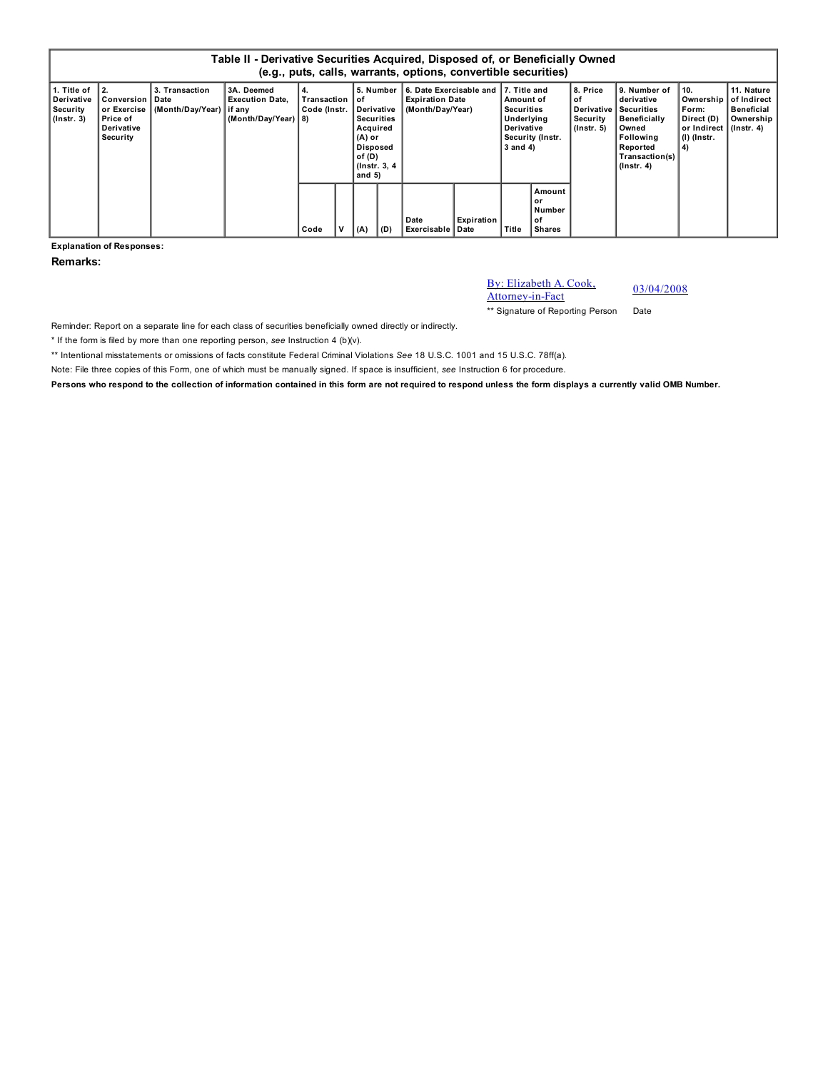**Table II - Derivative Securities Acquired, Disposed of, or Beneficially Owned (e.g., puts, calls, warrants, options, convertible securities)**

| 1. Title of Derivative Security (Instr. 3) | 2. Conversion or Exercise Price of Derivative Security | 3. Transaction Date (Month/Day/Year) | 3A. Deemed Execution Date, if any (Month/Day/Year) | 4. Transaction Code (Instr. 8) | | 5. Number of Derivative Securities Acquired (A) or Disposed of (D) (Instr. 3, 4 and 5) | | 6. Date Exercisable and Expiration Date (Month/Day/Year) | | 7. Title and Amount of Securities Underlying Derivative Security (Instr. 3 and 4) | | 8. Price of Derivative Security (Instr. 5) | 9. Number of derivative Securities Beneficially Owned Following Reported Transaction(s) (Instr. 4) | 10. Ownership Form: Direct (D) or Indirect (I) (Instr. 4) | 11. Nature of Indirect Beneficial Ownership (Instr. 4) |
|---|---|---|---|---|---|---|---|---|---|---|---|---|---|---|---|
| | | | | Code | V | (A) | (D) | Date Exercisable | Expiration Date | Title | Amount or Number of Shares | | | | |

**Explanation of Responses:**

**Remarks:**

By: Elizabeth A. Cook, Attorney-in-Fact 03/04/2008

** Signature of Reporting Person Date

Reminder: Report on a separate line for each class of securities beneficially owned directly or indirectly.

* If the form is filed by more than one reporting person, *see* Instruction 4 (b)(v).

** Intentional misstatements or omissions of facts constitute Federal Criminal Violations *See* 18 U.S.C. 1001 and 15 U.S.C. 78ff(a).

Note: File three copies of this Form, one of which must be manually signed. If space is insufficient, *see* Instruction 6 for procedure.

**Persons who respond to the collection of information contained in this form are not required to respond unless the form displays a currently valid OMB Number.**